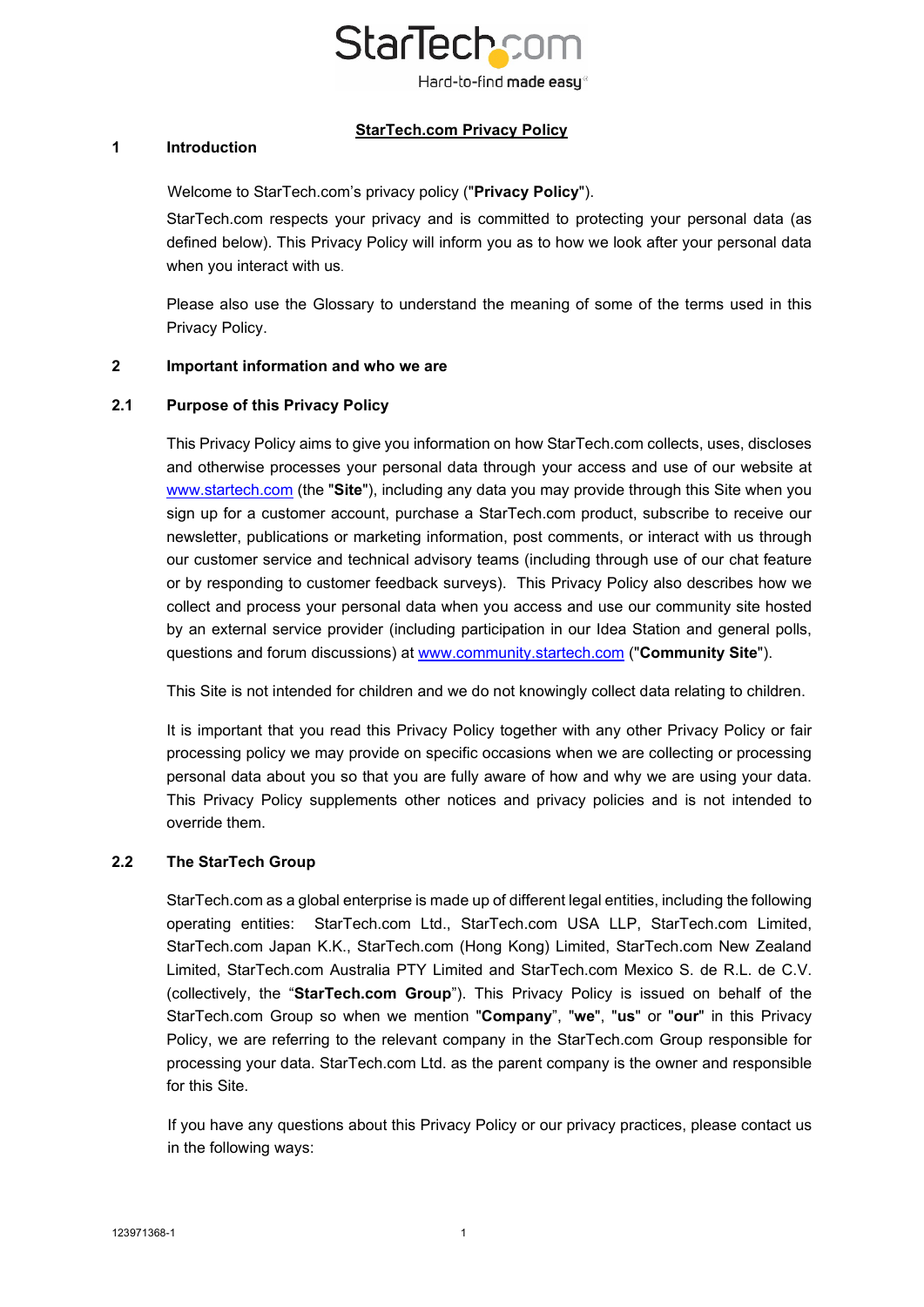# StarTech.com Privacy Policy

## 1 Introduction

Welcome to StarTech.com's privacy policy ("**Privacy Policy**").

StarTech.com respects your privacy and is committed to protecting your personal data (as defined below). This Privacy Policy will inform you as to how we look after your personal data when you interact with us.

Please also use the Glossary to understand the meaning of some of the terms used in this Privacy Policy.

## 2 Important information and who we are

### 2.1 Purpose of this Privacy Policy

This Privacy Policy aims to give you information on how StarTech.com collects, uses, discloses and otherwise processes your personal data through your access and use of our website at [www.startech.com](www.startech.com) (the "**Site**"), including any data you may provide through this Site when you sign up for a customer account, purchase a StarTech.com product, subscribe to receive our newsletter, publications or marketing information, post comments, or interact with us through our customer service and technical advisory teams (including through use of our chat feature or by responding to customer feedback surveys). This Privacy Policy also describes how we collect and process your personal data when you access and use our community site hosted by an external service provider (including participation in our Idea Station and general polls, questions and forum discussions) at [www.community.startech.com](www.community.startech.com) ("**Community Site**").

This Site is not intended for children and we do not knowingly collect data relating to children.

It is important that you read this Privacy Policy together with any other Privacy Policy or fair processing policy we may provide on specific occasions when we are collecting or processing personal data about you so that you are fully aware of how and why we are using your data. This Privacy Policy supplements other notices and privacy policies and is not intended to override them.

### 2.2 The StarTech Group

StarTech.com as a global enterprise is made up of different legal entities, including the following operating entities: StarTech.com Ltd., StarTech.com USA LLP, StarTech.com Limited, StarTech.com Japan K.K., StarTech.com (Hong Kong) Limited, StarTech.com New Zealand Limited, StarTech.com Australia PTY Limited and StarTech.com Mexico S. de R.L. de C.V. (collectively, the "**StarTech.com Group**"). This Privacy Policy is issued on behalf of the StarTech.com Group so when we mention "**Company**", "**we**", "**us**" or "**our**" in this Privacy Policy, we are referring to the relevant company in the StarTech.com Group responsible for processing your data. StarTech.com Ltd. as the parent company is the owner and responsible for this Site.

If you have any questions about this Privacy Policy or our privacy practices, please contact us in the following ways: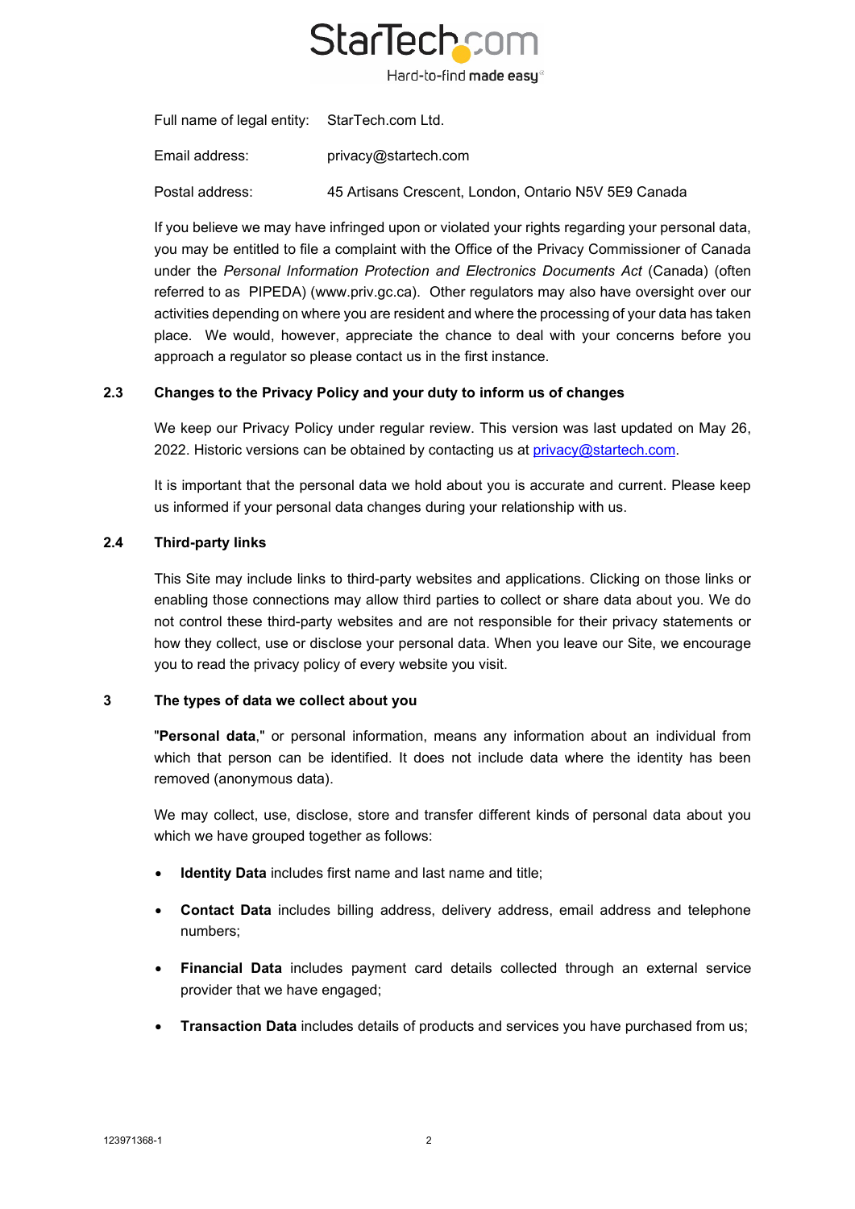| | |
|---|---|
| Full name of legal entity: | StarTech.com Ltd. |
| Email address: | privacy@startech.com |
| Postal address: | 45 Artisans Crescent, London, Ontario N5V 5E9 Canada |

If you believe we may have infringed upon or violated your rights regarding your personal data, you may be entitled to file a complaint with the Office of the Privacy Commissioner of Canada under the *Personal Information Protection and Electronics Documents Act* (Canada) (often referred to as PIPEDA) (www.priv.gc.ca). Other regulators may also have oversight over our activities depending on where you are resident and where the processing of your data has taken place. We would, however, appreciate the chance to deal with your concerns before you approach a regulator so please contact us in the first instance.

## 2.3 Changes to the Privacy Policy and your duty to inform us of changes

We keep our Privacy Policy under regular review. This version was last updated on May 26, 2022. Historic versions can be obtained by contacting us at privacy@startech.com.

It is important that the personal data we hold about you is accurate and current. Please keep us informed if your personal data changes during your relationship with us.

## 2.4 Third-party links

This Site may include links to third-party websites and applications. Clicking on those links or enabling those connections may allow third parties to collect or share data about you. We do not control these third-party websites and are not responsible for their privacy statements or how they collect, use or disclose your personal data. When you leave our Site, we encourage you to read the privacy policy of every website you visit.

## 3 The types of data we collect about you

"**Personal data**," or personal information, means any information about an individual from which that person can be identified. It does not include data where the identity has been removed (anonymous data).

We may collect, use, disclose, store and transfer different kinds of personal data about you which we have grouped together as follows:

- **Identity Data** includes first name and last name and title;
- **Contact Data** includes billing address, delivery address, email address and telephone numbers;
- **Financial Data** includes payment card details collected through an external service provider that we have engaged;
- **Transaction Data** includes details of products and services you have purchased from us;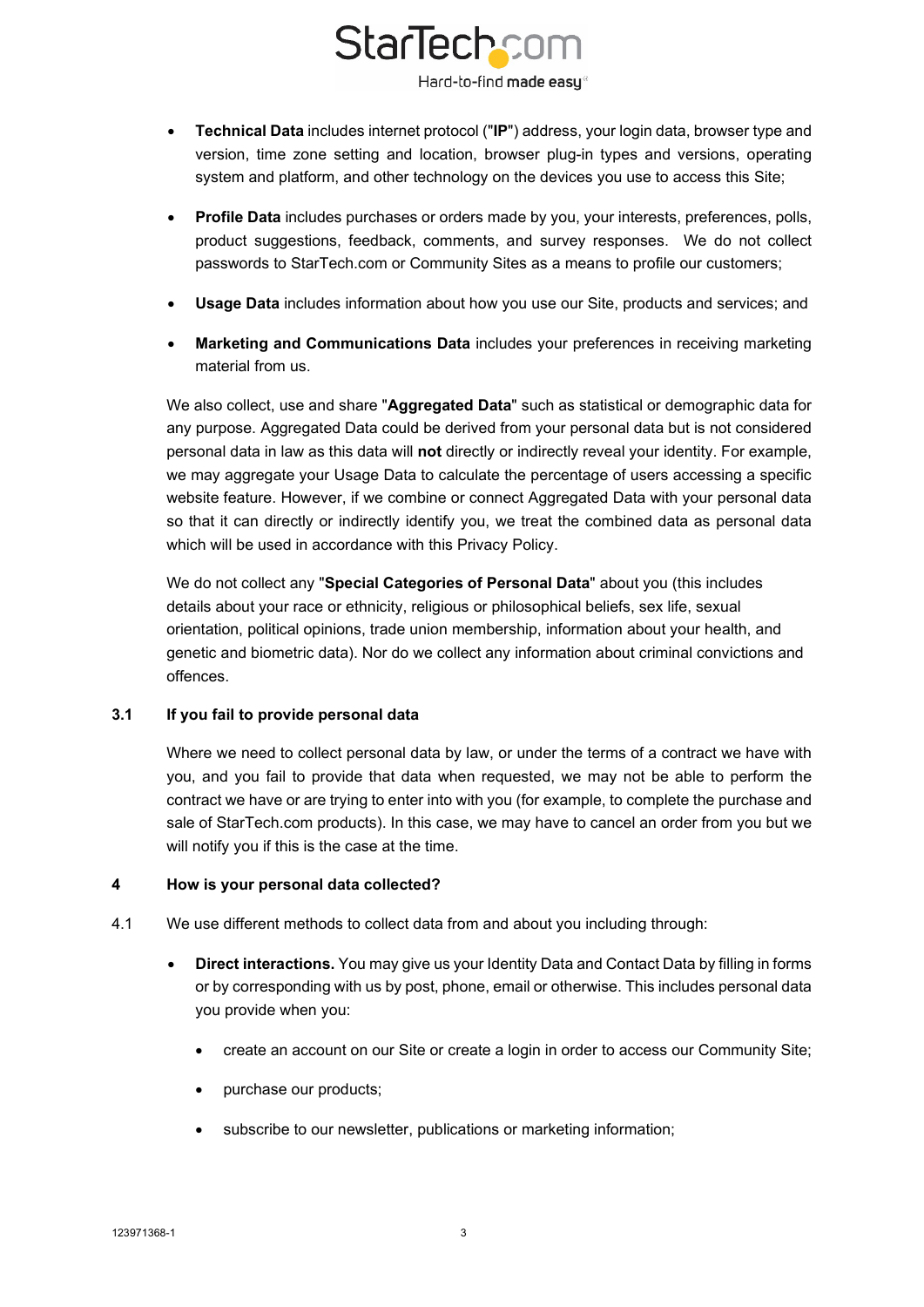- **Technical Data** includes internet protocol ("**IP**") address, your login data, browser type and version, time zone setting and location, browser plug-in types and versions, operating system and platform, and other technology on the devices you use to access this Site;

- **Profile Data** includes purchases or orders made by you, your interests, preferences, polls, product suggestions, feedback, comments, and survey responses. We do not collect passwords to StarTech.com or Community Sites as a means to profile our customers;

- **Usage Data** includes information about how you use our Site, products and services; and

- **Marketing and Communications Data** includes your preferences in receiving marketing material from us.

We also collect, use and share "**Aggregated Data**" such as statistical or demographic data for any purpose. Aggregated Data could be derived from your personal data but is not considered personal data in law as this data will **not** directly or indirectly reveal your identity. For example, we may aggregate your Usage Data to calculate the percentage of users accessing a specific website feature. However, if we combine or connect Aggregated Data with your personal data so that it can directly or indirectly identify you, we treat the combined data as personal data which will be used in accordance with this Privacy Policy.

We do not collect any "**Special Categories of Personal Data**" about you (this includes details about your race or ethnicity, religious or philosophical beliefs, sex life, sexual orientation, political opinions, trade union membership, information about your health, and genetic and biometric data). Nor do we collect any information about criminal convictions and offences.

### 3.1 If you fail to provide personal data

Where we need to collect personal data by law, or under the terms of a contract we have with you, and you fail to provide that data when requested, we may not be able to perform the contract we have or are trying to enter into with you (for example, to complete the purchase and sale of StarTech.com products). In this case, we may have to cancel an order from you but we will notify you if this is the case at the time.

## 4 How is your personal data collected?

4.1 We use different methods to collect data from and about you including through:

- **Direct interactions.** You may give us your Identity Data and Contact Data by filling in forms or by corresponding with us by post, phone, email or otherwise. This includes personal data you provide when you:

  - create an account on our Site or create a login in order to access our Community Site;

  - purchase our products;

  - subscribe to our newsletter, publications or marketing information;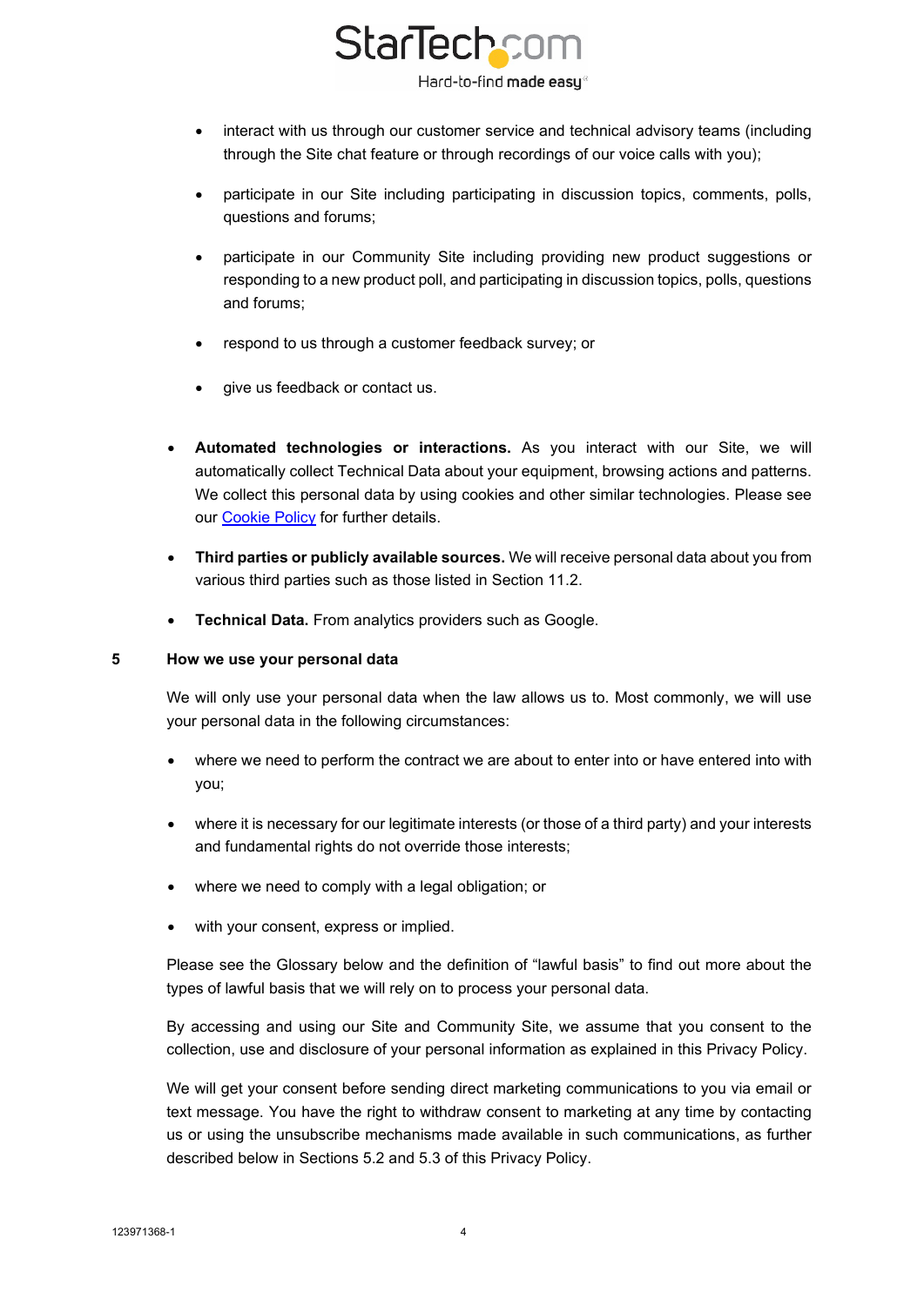- interact with us through our customer service and technical advisory teams (including through the Site chat feature or through recordings of our voice calls with you);
  - participate in our Site including participating in discussion topics, comments, polls, questions and forums;
  - participate in our Community Site including providing new product suggestions or responding to a new product poll, and participating in discussion topics, polls, questions and forums;
  - respond to us through a customer feedback survey; or
  - give us feedback or contact us.

- **Automated technologies or interactions.** As you interact with our Site, we will automatically collect Technical Data about your equipment, browsing actions and patterns. We collect this personal data by using cookies and other similar technologies. Please see our Cookie Policy for further details.
- **Third parties or publicly available sources.** We will receive personal data about you from various third parties such as those listed in Section 11.2.
- **Technical Data.** From analytics providers such as Google.

## 5 How we use your personal data

We will only use your personal data when the law allows us to. Most commonly, we will use your personal data in the following circumstances:

- where we need to perform the contract we are about to enter into or have entered into with you;
- where it is necessary for our legitimate interests (or those of a third party) and your interests and fundamental rights do not override those interests;
- where we need to comply with a legal obligation; or
- with your consent, express or implied.

Please see the Glossary below and the definition of "lawful basis" to find out more about the types of lawful basis that we will rely on to process your personal data.

By accessing and using our Site and Community Site, we assume that you consent to the collection, use and disclosure of your personal information as explained in this Privacy Policy.

We will get your consent before sending direct marketing communications to you via email or text message. You have the right to withdraw consent to marketing at any time by contacting us or using the unsubscribe mechanisms made available in such communications, as further described below in Sections 5.2 and 5.3 of this Privacy Policy.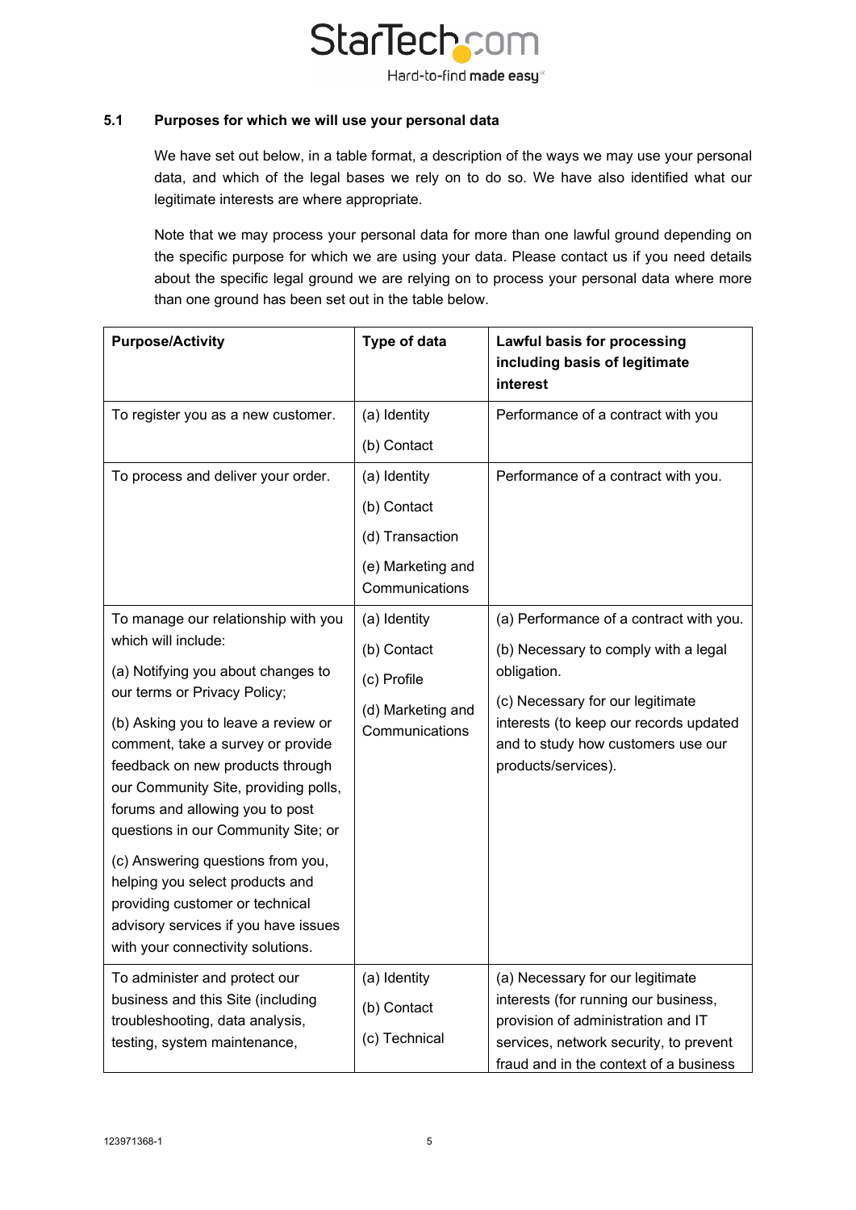### 5.1 Purposes for which we will use your personal data

We have set out below, in a table format, a description of the ways we may use your personal data, and which of the legal bases we rely on to do so. We have also identified what our legitimate interests are where appropriate.

Note that we may process your personal data for more than one lawful ground depending on the specific purpose for which we are using your data. Please contact us if you need details about the specific legal ground we are relying on to process your personal data where more than one ground has been set out in the table below.

| Purpose/Activity | Type of data | Lawful basis for processing including basis of legitimate interest |
|---|---|---|
| To register you as a new customer. | (a) Identity<br>(b) Contact | Performance of a contract with you |
| To process and deliver your order. | (a) Identity<br>(b) Contact<br>(d) Transaction<br>(e) Marketing and Communications | Performance of a contract with you. |
| To manage our relationship with you which will include:<br>(a) Notifying you about changes to our terms or Privacy Policy;<br>(b) Asking you to leave a review or comment, take a survey or provide feedback on new products through our Community Site, providing polls, forums and allowing you to post questions in our Community Site; or<br>(c) Answering questions from you, helping you select products and providing customer or technical advisory services if you have issues with your connectivity solutions. | (a) Identity<br>(b) Contact<br>(c) Profile<br>(d) Marketing and Communications | (a) Performance of a contract with you.<br>(b) Necessary to comply with a legal obligation.<br>(c) Necessary for our legitimate interests (to keep our records updated and to study how customers use our products/services). |
| To administer and protect our business and this Site (including troubleshooting, data analysis, testing, system maintenance, | (a) Identity<br>(b) Contact<br>(c) Technical | (a) Necessary for our legitimate interests (for running our business, provision of administration and IT services, network security, to prevent fraud and in the context of a business |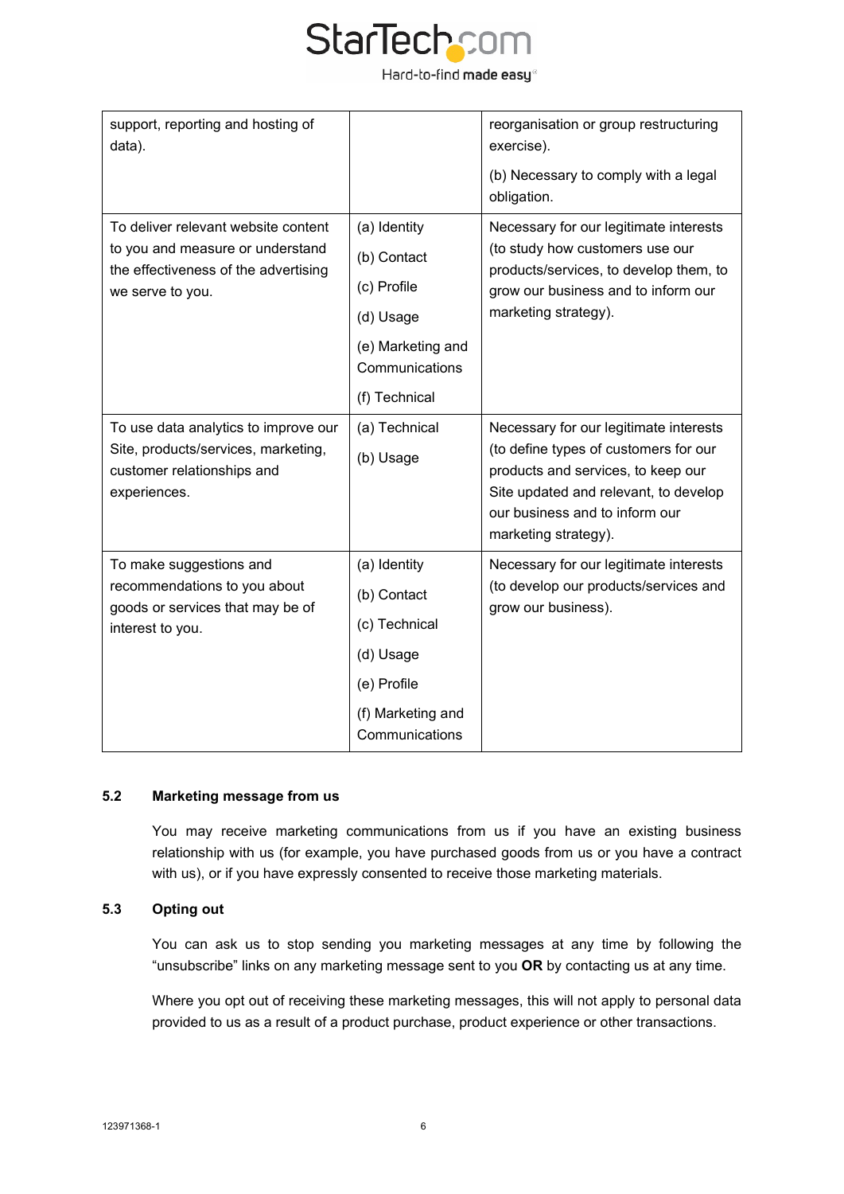| | | |
|---|---|---|
| support, reporting and hosting of data). | | reorganisation or group restructuring exercise).<br><br>(b) Necessary to comply with a legal obligation. |
| To deliver relevant website content to you and measure or understand the effectiveness of the advertising we serve to you. | (a) Identity<br>(b) Contact<br>(c) Profile<br>(d) Usage<br>(e) Marketing and Communications<br>(f) Technical | Necessary for our legitimate interests (to study how customers use our products/services, to develop them, to grow our business and to inform our marketing strategy). |
| To use data analytics to improve our Site, products/services, marketing, customer relationships and experiences. | (a) Technical<br>(b) Usage | Necessary for our legitimate interests (to define types of customers for our products and services, to keep our Site updated and relevant, to develop our business and to inform our marketing strategy). |
| To make suggestions and recommendations to you about goods or services that may be of interest to you. | (a) Identity<br>(b) Contact<br>(c) Technical<br>(d) Usage<br>(e) Profile<br>(f) Marketing and Communications | Necessary for our legitimate interests (to develop our products/services and grow our business). |

### 5.2 Marketing message from us

You may receive marketing communications from us if you have an existing business relationship with us (for example, you have purchased goods from us or you have a contract with us), or if you have expressly consented to receive those marketing materials.

### 5.3 Opting out

You can ask us to stop sending you marketing messages at any time by following the "unsubscribe" links on any marketing message sent to you **OR** by contacting us at any time.

Where you opt out of receiving these marketing messages, this will not apply to personal data provided to us as a result of a product purchase, product experience or other transactions.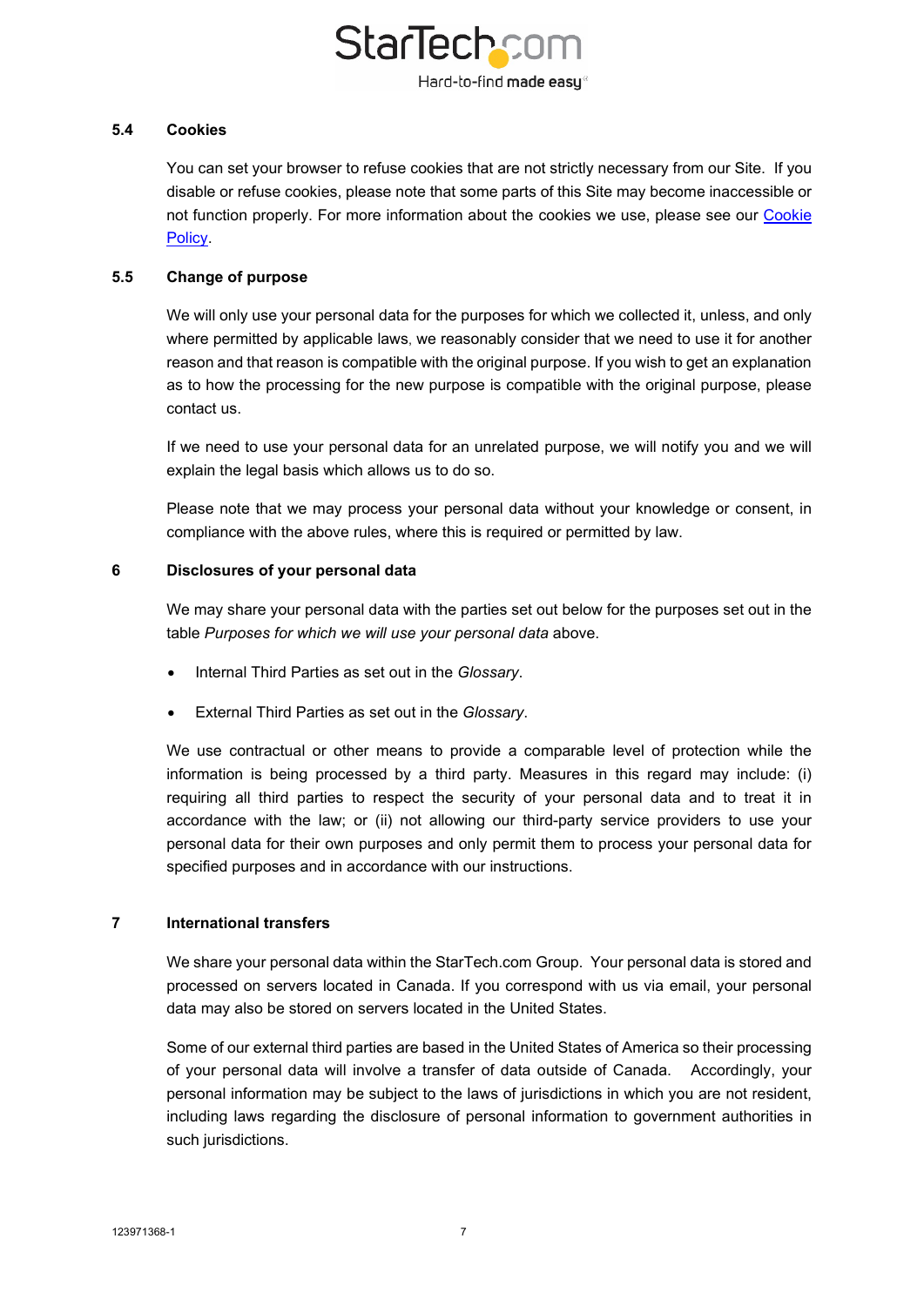### 5.4 Cookies

You can set your browser to refuse cookies that are not strictly necessary from our Site. If you disable or refuse cookies, please note that some parts of this Site may become inaccessible or not function properly. For more information about the cookies we use, please see our Cookie Policy.

### 5.5 Change of purpose

We will only use your personal data for the purposes for which we collected it, unless, and only where permitted by applicable laws, we reasonably consider that we need to use it for another reason and that reason is compatible with the original purpose. If you wish to get an explanation as to how the processing for the new purpose is compatible with the original purpose, please contact us.

If we need to use your personal data for an unrelated purpose, we will notify you and we will explain the legal basis which allows us to do so.

Please note that we may process your personal data without your knowledge or consent, in compliance with the above rules, where this is required or permitted by law.

## 6 Disclosures of your personal data

We may share your personal data with the parties set out below for the purposes set out in the table *Purposes for which we will use your personal data* above.

- Internal Third Parties as set out in the *Glossary*.
- External Third Parties as set out in the *Glossary*.

We use contractual or other means to provide a comparable level of protection while the information is being processed by a third party. Measures in this regard may include: (i) requiring all third parties to respect the security of your personal data and to treat it in accordance with the law; or (ii) not allowing our third-party service providers to use your personal data for their own purposes and only permit them to process your personal data for specified purposes and in accordance with our instructions.

## 7 International transfers

We share your personal data within the StarTech.com Group. Your personal data is stored and processed on servers located in Canada. If you correspond with us via email, your personal data may also be stored on servers located in the United States.

Some of our external third parties are based in the United States of America so their processing of your personal data will involve a transfer of data outside of Canada. Accordingly, your personal information may be subject to the laws of jurisdictions in which you are not resident, including laws regarding the disclosure of personal information to government authorities in such jurisdictions.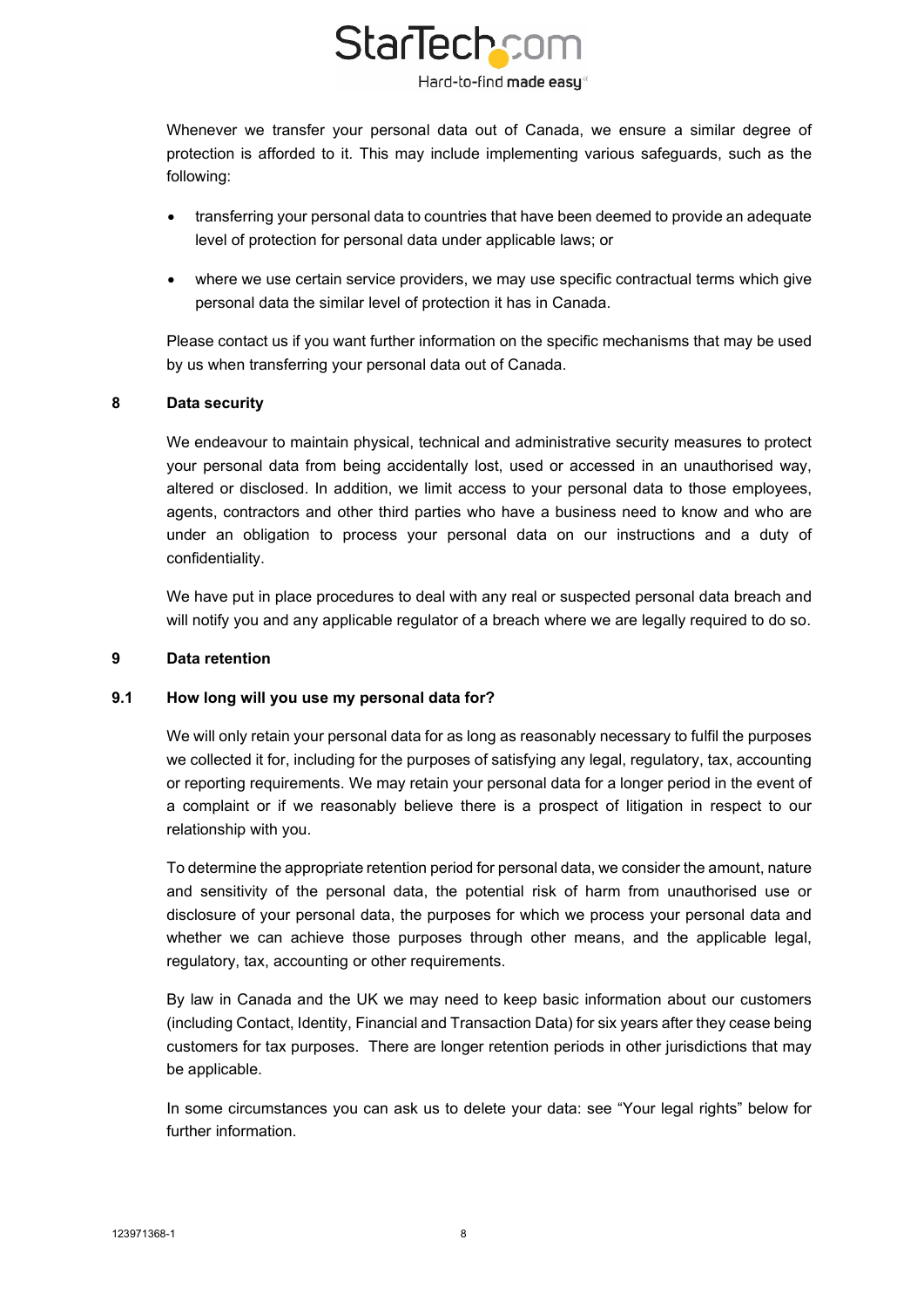Whenever we transfer your personal data out of Canada, we ensure a similar degree of protection is afforded to it. This may include implementing various safeguards, such as the following:

- transferring your personal data to countries that have been deemed to provide an adequate level of protection for personal data under applicable laws; or
- where we use certain service providers, we may use specific contractual terms which give personal data the similar level of protection it has in Canada.

Please contact us if you want further information on the specific mechanisms that may be used by us when transferring your personal data out of Canada.

## 8 Data security

We endeavour to maintain physical, technical and administrative security measures to protect your personal data from being accidentally lost, used or accessed in an unauthorised way, altered or disclosed. In addition, we limit access to your personal data to those employees, agents, contractors and other third parties who have a business need to know and who are under an obligation to process your personal data on our instructions and a duty of confidentiality.

We have put in place procedures to deal with any real or suspected personal data breach and will notify you and any applicable regulator of a breach where we are legally required to do so.

## 9 Data retention

### 9.1 How long will you use my personal data for?

We will only retain your personal data for as long as reasonably necessary to fulfil the purposes we collected it for, including for the purposes of satisfying any legal, regulatory, tax, accounting or reporting requirements. We may retain your personal data for a longer period in the event of a complaint or if we reasonably believe there is a prospect of litigation in respect to our relationship with you.

To determine the appropriate retention period for personal data, we consider the amount, nature and sensitivity of the personal data, the potential risk of harm from unauthorised use or disclosure of your personal data, the purposes for which we process your personal data and whether we can achieve those purposes through other means, and the applicable legal, regulatory, tax, accounting or other requirements.

By law in Canada and the UK we may need to keep basic information about our customers (including Contact, Identity, Financial and Transaction Data) for six years after they cease being customers for tax purposes. There are longer retention periods in other jurisdictions that may be applicable.

In some circumstances you can ask us to delete your data: see "Your legal rights" below for further information.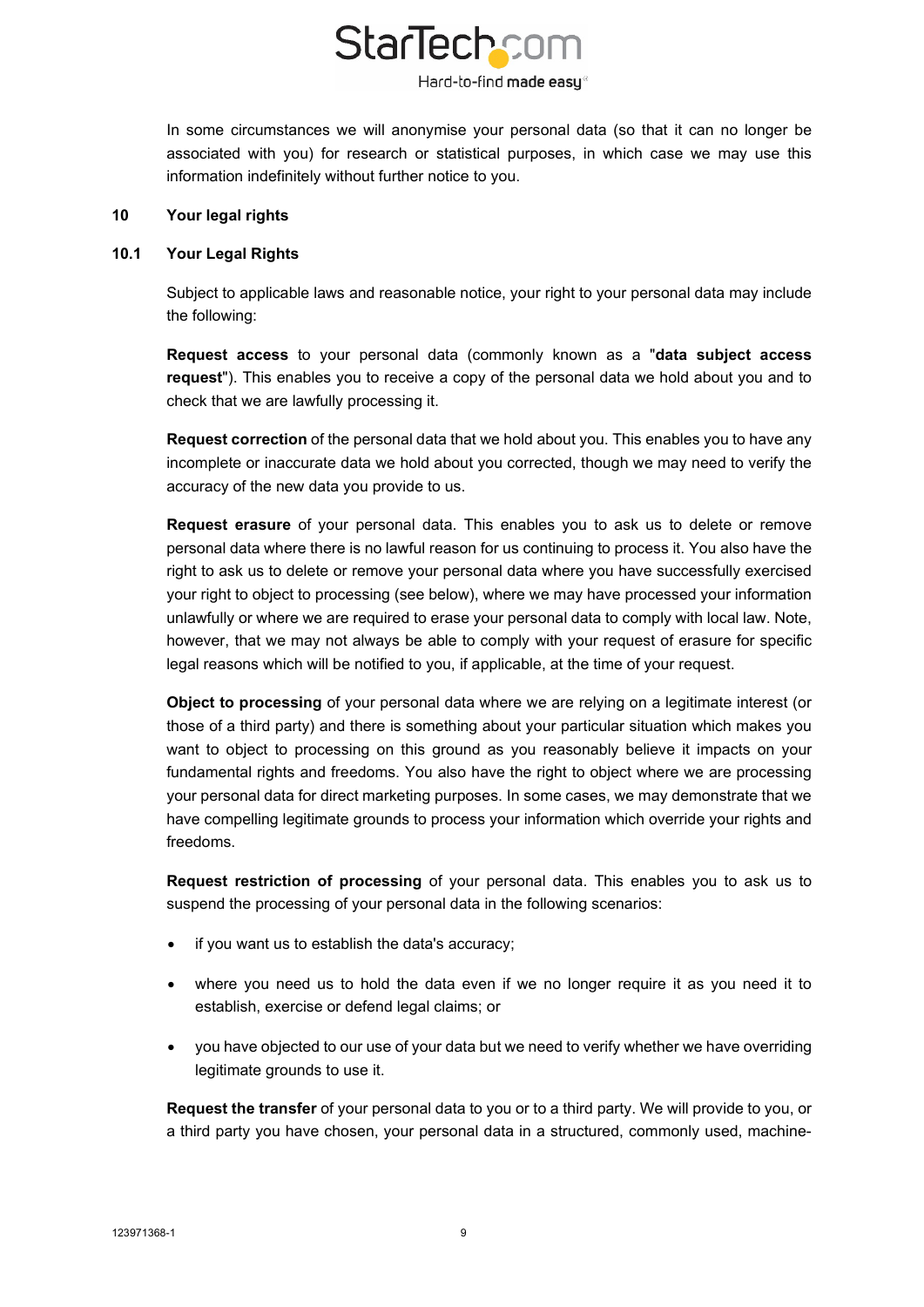In some circumstances we will anonymise your personal data (so that it can no longer be associated with you) for research or statistical purposes, in which case we may use this information indefinitely without further notice to you.

## 10 Your legal rights

### 10.1 Your Legal Rights

Subject to applicable laws and reasonable notice, your right to your personal data may include the following:

**Request access** to your personal data (commonly known as a "**data subject access request**"). This enables you to receive a copy of the personal data we hold about you and to check that we are lawfully processing it.

**Request correction** of the personal data that we hold about you. This enables you to have any incomplete or inaccurate data we hold about you corrected, though we may need to verify the accuracy of the new data you provide to us.

**Request erasure** of your personal data. This enables you to ask us to delete or remove personal data where there is no lawful reason for us continuing to process it. You also have the right to ask us to delete or remove your personal data where you have successfully exercised your right to object to processing (see below), where we may have processed your information unlawfully or where we are required to erase your personal data to comply with local law. Note, however, that we may not always be able to comply with your request of erasure for specific legal reasons which will be notified to you, if applicable, at the time of your request.

**Object to processing** of your personal data where we are relying on a legitimate interest (or those of a third party) and there is something about your particular situation which makes you want to object to processing on this ground as you reasonably believe it impacts on your fundamental rights and freedoms. You also have the right to object where we are processing your personal data for direct marketing purposes. In some cases, we may demonstrate that we have compelling legitimate grounds to process your information which override your rights and freedoms.

**Request restriction of processing** of your personal data. This enables you to ask us to suspend the processing of your personal data in the following scenarios:

- if you want us to establish the data's accuracy;
- where you need us to hold the data even if we no longer require it as you need it to establish, exercise or defend legal claims; or
- you have objected to our use of your data but we need to verify whether we have overriding legitimate grounds to use it.

**Request the transfer** of your personal data to you or to a third party. We will provide to you, or a third party you have chosen, your personal data in a structured, commonly used, machine-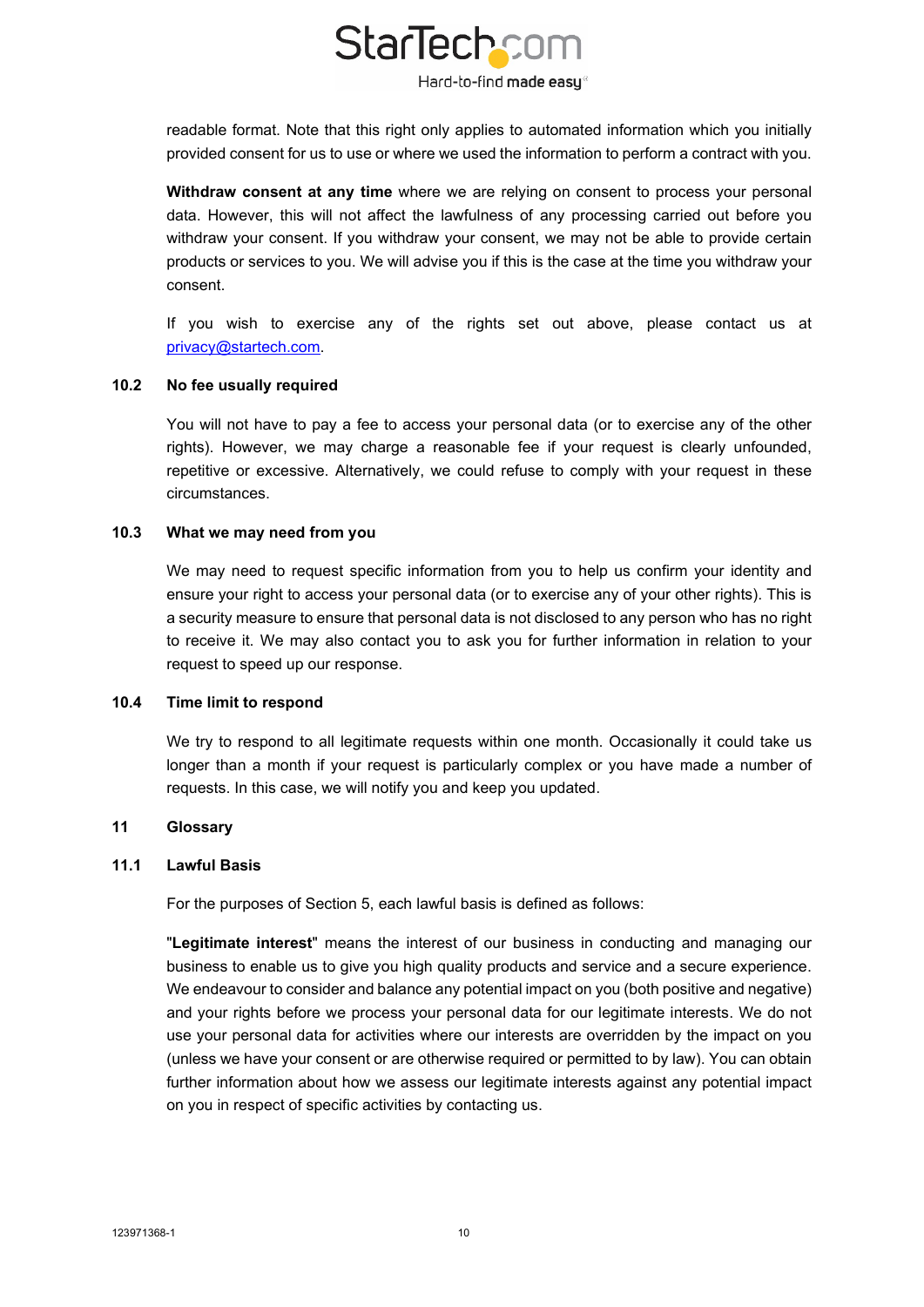readable format. Note that this right only applies to automated information which you initially provided consent for us to use or where we used the information to perform a contract with you.

**Withdraw consent at any time** where we are relying on consent to process your personal data. However, this will not affect the lawfulness of any processing carried out before you withdraw your consent. If you withdraw your consent, we may not be able to provide certain products or services to you. We will advise you if this is the case at the time you withdraw your consent.

If you wish to exercise any of the rights set out above, please contact us at privacy@startech.com.

### 10.2 No fee usually required

You will not have to pay a fee to access your personal data (or to exercise any of the other rights). However, we may charge a reasonable fee if your request is clearly unfounded, repetitive or excessive. Alternatively, we could refuse to comply with your request in these circumstances.

### 10.3 What we may need from you

We may need to request specific information from you to help us confirm your identity and ensure your right to access your personal data (or to exercise any of your other rights). This is a security measure to ensure that personal data is not disclosed to any person who has no right to receive it. We may also contact you to ask you for further information in relation to your request to speed up our response.

### 10.4 Time limit to respond

We try to respond to all legitimate requests within one month. Occasionally it could take us longer than a month if your request is particularly complex or you have made a number of requests. In this case, we will notify you and keep you updated.

## 11 Glossary

### 11.1 Lawful Basis

For the purposes of Section 5, each lawful basis is defined as follows:

"**Legitimate interest**" means the interest of our business in conducting and managing our business to enable us to give you high quality products and service and a secure experience. We endeavour to consider and balance any potential impact on you (both positive and negative) and your rights before we process your personal data for our legitimate interests. We do not use your personal data for activities where our interests are overridden by the impact on you (unless we have your consent or are otherwise required or permitted to by law). You can obtain further information about how we assess our legitimate interests against any potential impact on you in respect of specific activities by contacting us.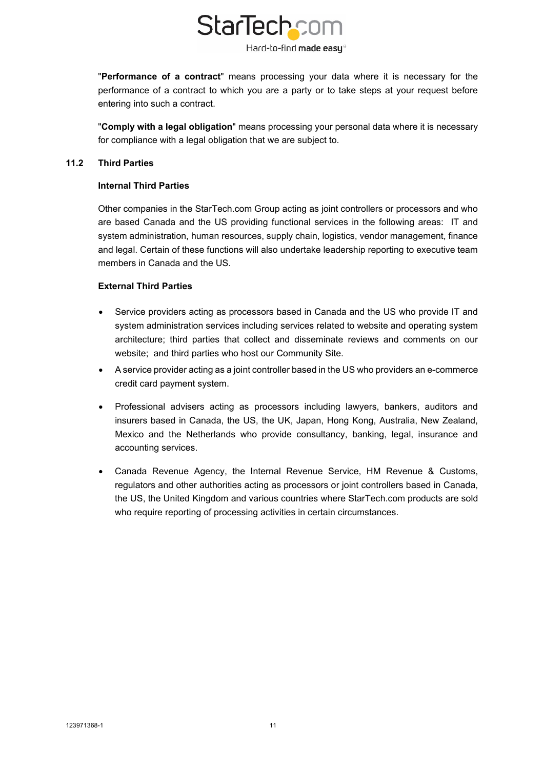"**Performance of a contract**" means processing your data where it is necessary for the performance of a contract to which you are a party or to take steps at your request before entering into such a contract.

"**Comply with a legal obligation**" means processing your personal data where it is necessary for compliance with a legal obligation that we are subject to.

### 11.2 Third Parties

**Internal Third Parties**

Other companies in the StarTech.com Group acting as joint controllers or processors and who are based Canada and the US providing functional services in the following areas: IT and system administration, human resources, supply chain, logistics, vendor management, finance and legal. Certain of these functions will also undertake leadership reporting to executive team members in Canada and the US.

**External Third Parties**

- Service providers acting as processors based in Canada and the US who provide IT and system administration services including services related to website and operating system architecture; third parties that collect and disseminate reviews and comments on our website; and third parties who host our Community Site.
- A service provider acting as a joint controller based in the US who providers an e-commerce credit card payment system.
- Professional advisers acting as processors including lawyers, bankers, auditors and insurers based in Canada, the US, the UK, Japan, Hong Kong, Australia, New Zealand, Mexico and the Netherlands who provide consultancy, banking, legal, insurance and accounting services.
- Canada Revenue Agency, the Internal Revenue Service, HM Revenue & Customs, regulators and other authorities acting as processors or joint controllers based in Canada, the US, the United Kingdom and various countries where StarTech.com products are sold who require reporting of processing activities in certain circumstances.